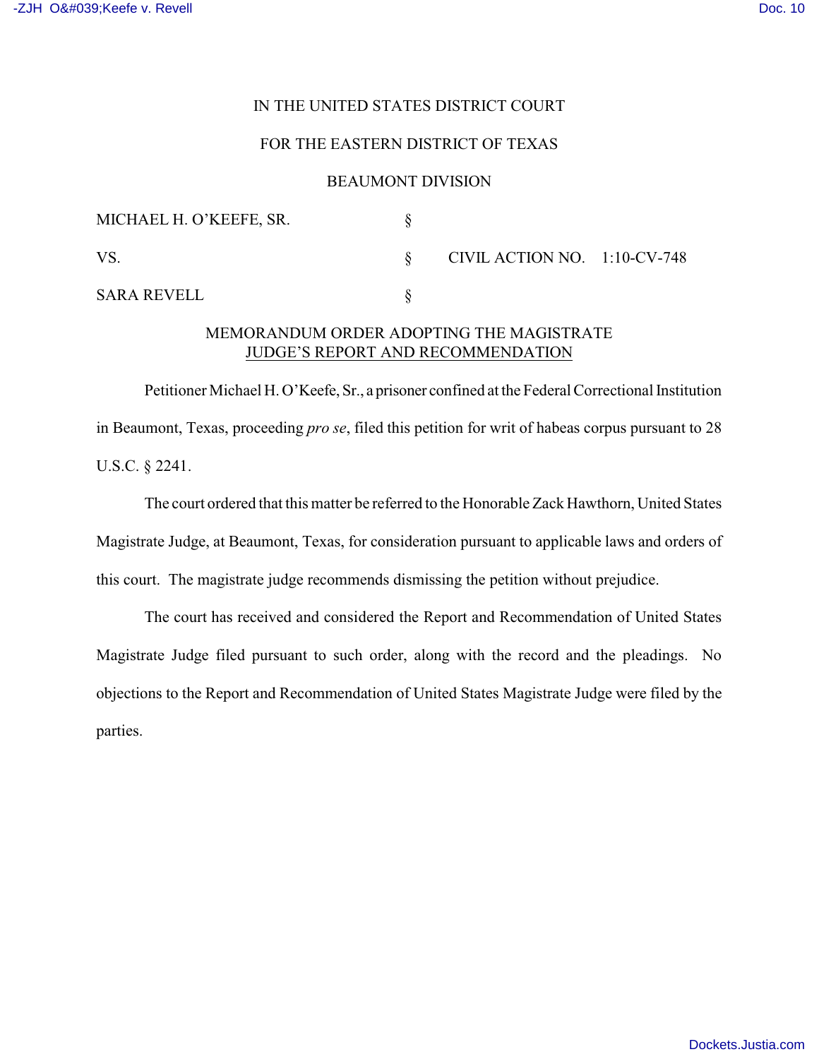IN THE UNITED STATES DISTRICT COURT

FOR THE EASTERN DISTRICT OF TEXAS

BEAUMONT DIVISION

| | | |
|---|---|---|
| MICHAEL H. O'KEEFE, SR. | § | |
| VS. | § | CIVIL ACTION NO. 1:10-CV-748 |
| SARA REVELL | § | |

MEMORANDUM ORDER ADOPTING THE MAGISTRATE JUDGE'S REPORT AND RECOMMENDATION

Petitioner Michael H. O'Keefe, Sr., a prisoner confined at the Federal Correctional Institution in Beaumont, Texas, proceeding *pro se*, filed this petition for writ of habeas corpus pursuant to 28 U.S.C. § 2241.

The court ordered that this matter be referred to the Honorable Zack Hawthorn, United States Magistrate Judge, at Beaumont, Texas, for consideration pursuant to applicable laws and orders of this court. The magistrate judge recommends dismissing the petition without prejudice.

The court has received and considered the Report and Recommendation of United States Magistrate Judge filed pursuant to such order, along with the record and the pleadings. No objections to the Report and Recommendation of United States Magistrate Judge were filed by the parties.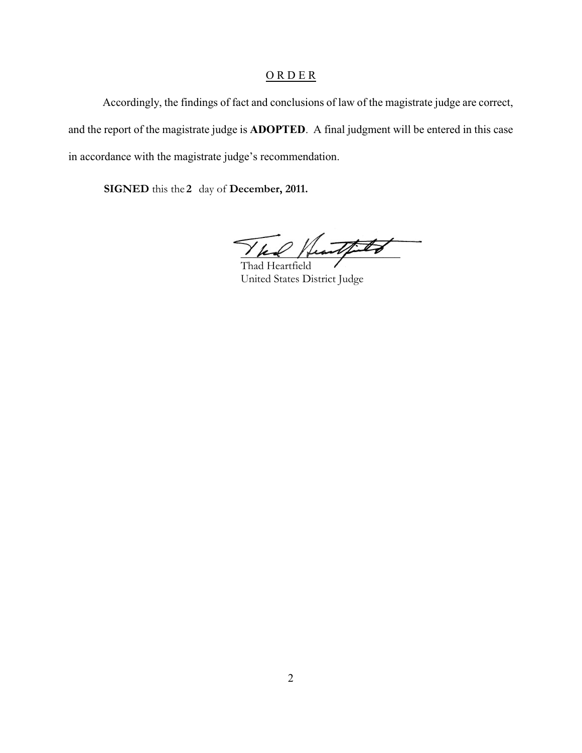## O R D E R

Accordingly, the findings of fact and conclusions of law of the magistrate judge are correct, and the report of the magistrate judge is **ADOPTED**. A final judgment will be entered in this case in accordance with the magistrate judge's recommendation.

**SIGNED** this the **2** day of **December, 2011.**

Thad Heartfield
United States District Judge